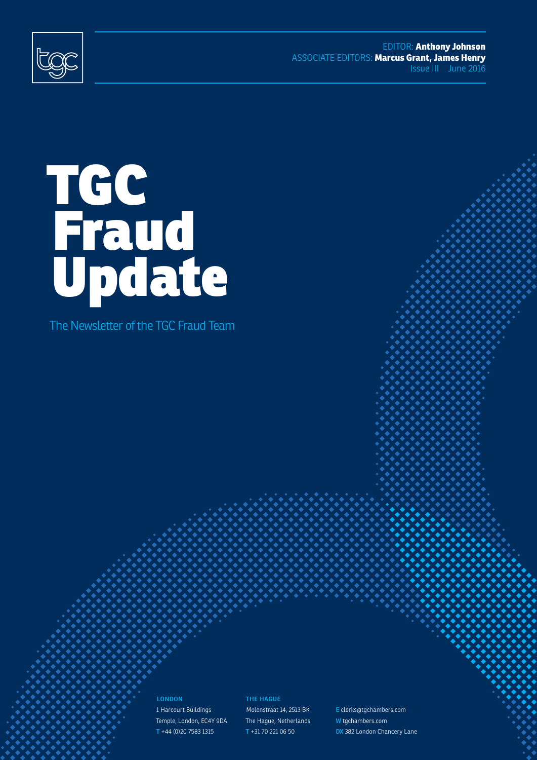EDITOR: **Anthony Johnson**
ASSOCIATE EDITORS: **Marcus Grant, James Henry**
Issue III June 2016

# TGC Fraud Update

The Newsletter of the TGC Fraud Team

**LONDON**
1 Harcourt Buildings
Temple, London, EC4Y 9DA
T +44 (0)20 7583 1315

**THE HAGUE**
Molenstraat 14, 2513 BK
The Hague, Netherlands
T +31 70 221 06 50

E clerks@tgchambers.com
W tgchambers.com
DX 382 London Chancery Lane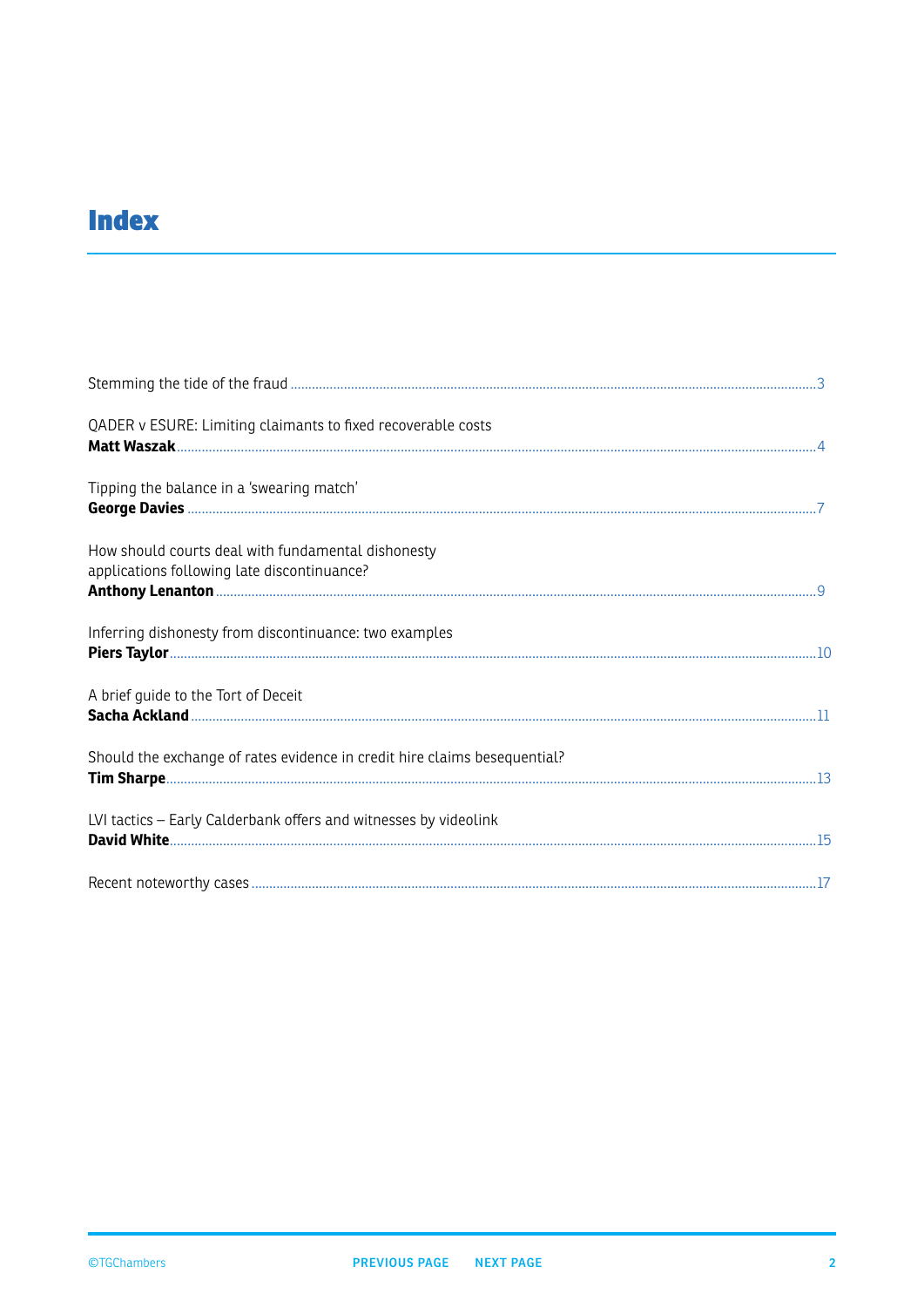# Index

Stemming the tide of the fraud ........ 3

QADER v ESURE: Limiting claimants to fixed recoverable costs
**Matt Waszak** ........ 4

Tipping the balance in a 'swearing match'
**George Davies** ........ 7

How should courts deal with fundamental dishonesty applications following late discontinuance?
**Anthony Lenanton** ........ 9

Inferring dishonesty from discontinuance: two examples
**Piers Taylor** ........ 10

A brief guide to the Tort of Deceit
**Sacha Ackland** ........ 11

Should the exchange of rates evidence in credit hire claims besequential?
**Tim Sharpe** ........ 13

LVI tactics – Early Calderbank offers and witnesses by videolink
**David White** ........ 15

Recent noteworthy cases ........ 17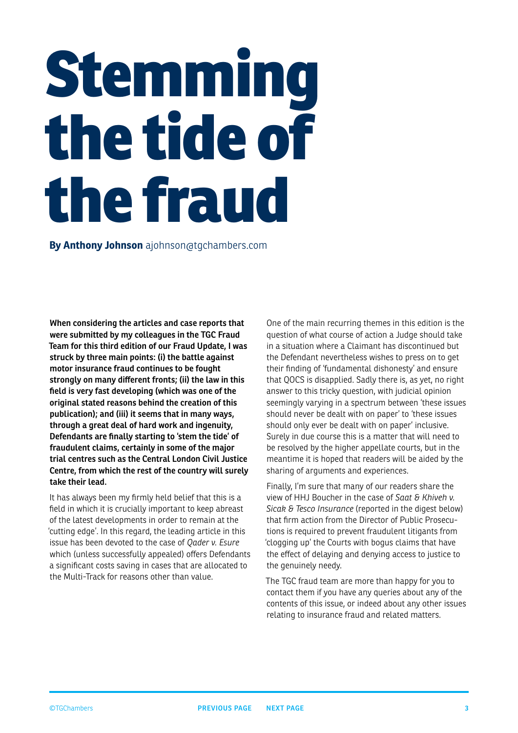# Stemming the tide of the fraud

**By Anthony Johnson** ajohnson@tgchambers.com

**When considering the articles and case reports that were submitted by my colleagues in the TGC Fraud Team for this third edition of our Fraud Update, I was struck by three main points: (i) the battle against motor insurance fraud continues to be fought strongly on many different fronts; (ii) the law in this field is very fast developing (which was one of the original stated reasons behind the creation of this publication); and (iii) it seems that in many ways, through a great deal of hard work and ingenuity, Defendants are finally starting to 'stem the tide' of fraudulent claims, certainly in some of the major trial centres such as the Central London Civil Justice Centre, from which the rest of the country will surely take their lead.**

It has always been my firmly held belief that this is a field in which it is crucially important to keep abreast of the latest developments in order to remain at the 'cutting edge'. In this regard, the leading article in this issue has been devoted to the case of *Qader v. Esure* which (unless successfully appealed) offers Defendants a significant costs saving in cases that are allocated to the Multi-Track for reasons other than value.

One of the main recurring themes in this edition is the question of what course of action a Judge should take in a situation where a Claimant has discontinued but the Defendant nevertheless wishes to press on to get their finding of 'fundamental dishonesty' and ensure that QOCS is disapplied. Sadly there is, as yet, no right answer to this tricky question, with judicial opinion seemingly varying in a spectrum between 'these issues should never be dealt with on paper' to 'these issues should only ever be dealt with on paper' inclusive. Surely in due course this is a matter that will need to be resolved by the higher appellate courts, but in the meantime it is hoped that readers will be aided by the sharing of arguments and experiences.

Finally, I'm sure that many of our readers share the view of HHJ Boucher in the case of *Saat & Khiveh v. Sicak & Tesco Insurance* (reported in the digest below) that firm action from the Director of Public Prosecutions is required to prevent fraudulent litigants from 'clogging up' the Courts with bogus claims that have the effect of delaying and denying access to justice to the genuinely needy.

The TGC fraud team are more than happy for you to contact them if you have any queries about any of the contents of this issue, or indeed about any other issues relating to insurance fraud and related matters.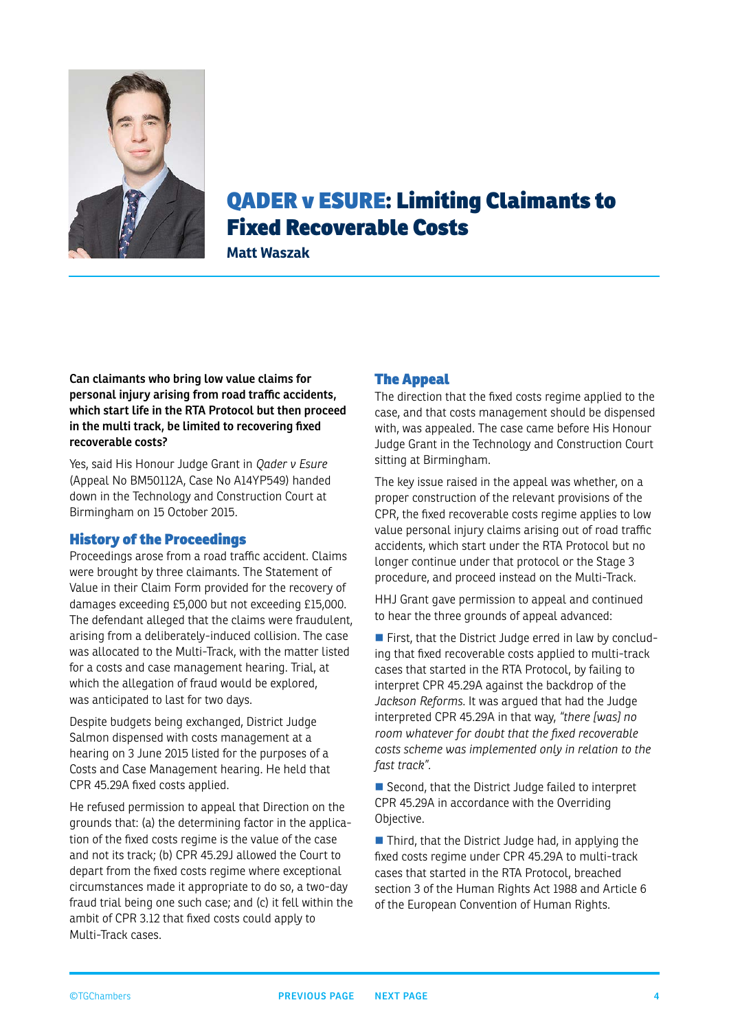# QADER v ESURE: Limiting Claimants to Fixed Recoverable Costs

**Matt Waszak**

**Can claimants who bring low value claims for personal injury arising from road traffic accidents, which start life in the RTA Protocol but then proceed in the multi track, be limited to recovering fixed recoverable costs?**

Yes, said His Honour Judge Grant in *Qader v Esure* (Appeal No BM50112A, Case No A14YP549) handed down in the Technology and Construction Court at Birmingham on 15 October 2015.

## History of the Proceedings

Proceedings arose from a road traffic accident. Claims were brought by three claimants. The Statement of Value in their Claim Form provided for the recovery of damages exceeding £5,000 but not exceeding £15,000. The defendant alleged that the claims were fraudulent, arising from a deliberately-induced collision. The case was allocated to the Multi-Track, with the matter listed for a costs and case management hearing. Trial, at which the allegation of fraud would be explored, was anticipated to last for two days.

Despite budgets being exchanged, District Judge Salmon dispensed with costs management at a hearing on 3 June 2015 listed for the purposes of a Costs and Case Management hearing. He held that CPR 45.29A fixed costs applied.

He refused permission to appeal that Direction on the grounds that: (a) the determining factor in the application of the fixed costs regime is the value of the case and not its track; (b) CPR 45.29J allowed the Court to depart from the fixed costs regime where exceptional circumstances made it appropriate to do so, a two-day fraud trial being one such case; and (c) it fell within the ambit of CPR 3.12 that fixed costs could apply to Multi-Track cases.

## The Appeal

The direction that the fixed costs regime applied to the case, and that costs management should be dispensed with, was appealed. The case came before His Honour Judge Grant in the Technology and Construction Court sitting at Birmingham.

The key issue raised in the appeal was whether, on a proper construction of the relevant provisions of the CPR, the fixed recoverable costs regime applies to low value personal injury claims arising out of road traffic accidents, which start under the RTA Protocol but no longer continue under that protocol or the Stage 3 procedure, and proceed instead on the Multi-Track.

HHJ Grant gave permission to appeal and continued to hear the three grounds of appeal advanced:

- First, that the District Judge erred in law by concluding that fixed recoverable costs applied to multi-track cases that started in the RTA Protocol, by failing to interpret CPR 45.29A against the backdrop of the *Jackson Reforms*. It was argued that had the Judge interpreted CPR 45.29A in that way, *"there [was] no room whatever for doubt that the fixed recoverable costs scheme was implemented only in relation to the fast track"*.
- Second, that the District Judge failed to interpret CPR 45.29A in accordance with the Overriding Objective.
- Third, that the District Judge had, in applying the fixed costs regime under CPR 45.29A to multi-track cases that started in the RTA Protocol, breached section 3 of the Human Rights Act 1988 and Article 6 of the European Convention of Human Rights.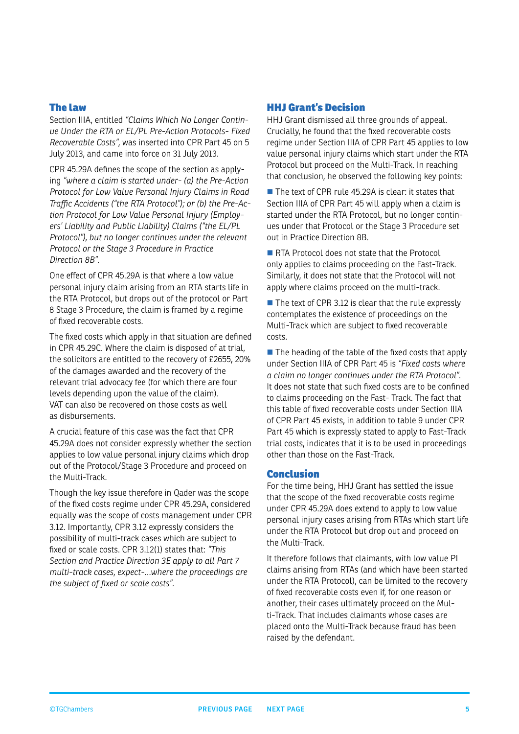## The law

Section IIIA, entitled *"Claims Which No Longer Continue Under the RTA or EL/PL Pre-Action Protocols- Fixed Recoverable Costs"*, was inserted into CPR Part 45 on 5 July 2013, and came into force on 31 July 2013.

CPR 45.29A defines the scope of the section as applying *"where a claim is started under- (a) the Pre-Action Protocol for Low Value Personal Injury Claims in Road Traffic Accidents ("the RTA Protocol"); or (b) the Pre-Action Protocol for Low Value Personal Injury (Employers' Liability and Public Liability) Claims ("the EL/PL Protocol"), but no longer continues under the relevant Protocol or the Stage 3 Procedure in Practice Direction 8B"*.

One effect of CPR 45.29A is that where a low value personal injury claim arising from an RTA starts life in the RTA Protocol, but drops out of the protocol or Part 8 Stage 3 Procedure, the claim is framed by a regime of fixed recoverable costs.

The fixed costs which apply in that situation are defined in CPR 45.29C. Where the claim is disposed of at trial, the solicitors are entitled to the recovery of £2655, 20% of the damages awarded and the recovery of the relevant trial advocacy fee (for which there are four levels depending upon the value of the claim). VAT can also be recovered on those costs as well as disbursements.

A crucial feature of this case was the fact that CPR 45.29A does not consider expressly whether the section applies to low value personal injury claims which drop out of the Protocol/Stage 3 Procedure and proceed on the Multi-Track.

Though the key issue therefore in Qader was the scope of the fixed costs regime under CPR 45.29A, considered equally was the scope of costs management under CPR 3.12. Importantly, CPR 3.12 expressly considers the possibility of multi-track cases which are subject to fixed or scale costs. CPR 3.12(1) states that: *"This Section and Practice Direction 3E apply to all Part 7 multi-track cases, expect-...where the proceedings are the subject of fixed or scale costs"*.

## HHJ Grant's Decision

HHJ Grant dismissed all three grounds of appeal. Crucially, he found that the fixed recoverable costs regime under Section IIIA of CPR Part 45 applies to low value personal injury claims which start under the RTA Protocol but proceed on the Multi-Track. In reaching that conclusion, he observed the following key points:

- The text of CPR rule 45.29A is clear: it states that Section IIIA of CPR Part 45 will apply when a claim is started under the RTA Protocol, but no longer continues under that Protocol or the Stage 3 Procedure set out in Practice Direction 8B.
- RTA Protocol does not state that the Protocol only applies to claims proceeding on the Fast-Track. Similarly, it does not state that the Protocol will not apply where claims proceed on the multi-track.
- The text of CPR 3.12 is clear that the rule expressly contemplates the existence of proceedings on the Multi-Track which are subject to fixed recoverable costs.
- The heading of the table of the fixed costs that apply under Section IIIA of CPR Part 45 is *"Fixed costs where a claim no longer continues under the RTA Protocol"*. It does not state that such fixed costs are to be confined to claims proceeding on the Fast- Track. The fact that this table of fixed recoverable costs under Section IIIA of CPR Part 45 exists, in addition to table 9 under CPR Part 45 which is expressly stated to apply to Fast-Track trial costs, indicates that it is to be used in proceedings other than those on the Fast-Track.

## Conclusion

For the time being, HHJ Grant has settled the issue that the scope of the fixed recoverable costs regime under CPR 45.29A does extend to apply to low value personal injury cases arising from RTAs which start life under the RTA Protocol but drop out and proceed on the Multi-Track.

It therefore follows that claimants, with low value PI claims arising from RTAs (and which have been started under the RTA Protocol), can be limited to the recovery of fixed recoverable costs even if, for one reason or another, their cases ultimately proceed on the Multi-Track. That includes claimants whose cases are placed onto the Multi-Track because fraud has been raised by the defendant.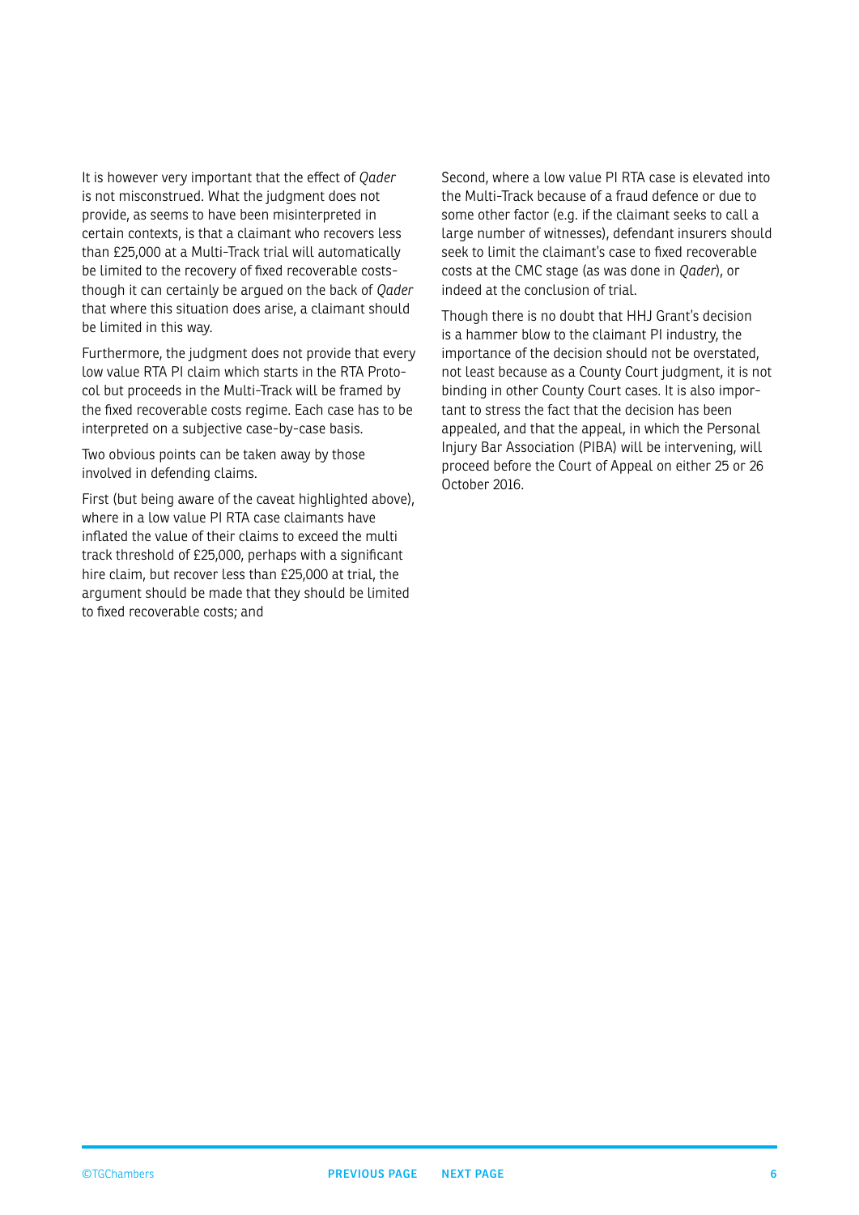It is however very important that the effect of *Qader* is not misconstrued. What the judgment does not provide, as seems to have been misinterpreted in certain contexts, is that a claimant who recovers less than £25,000 at a Multi-Track trial will automatically be limited to the recovery of fixed recoverable costs- though it can certainly be argued on the back of *Qader* that where this situation does arise, a claimant should be limited in this way.

Furthermore, the judgment does not provide that every low value RTA PI claim which starts in the RTA Protocol but proceeds in the Multi-Track will be framed by the fixed recoverable costs regime. Each case has to be interpreted on a subjective case-by-case basis.

Two obvious points can be taken away by those involved in defending claims.

First (but being aware of the caveat highlighted above), where in a low value PI RTA case claimants have inflated the value of their claims to exceed the multi track threshold of £25,000, perhaps with a significant hire claim, but recover less than £25,000 at trial, the argument should be made that they should be limited to fixed recoverable costs; and

Second, where a low value PI RTA case is elevated into the Multi-Track because of a fraud defence or due to some other factor (e.g. if the claimant seeks to call a large number of witnesses), defendant insurers should seek to limit the claimant's case to fixed recoverable costs at the CMC stage (as was done in *Qader*), or indeed at the conclusion of trial.

Though there is no doubt that HHJ Grant's decision is a hammer blow to the claimant PI industry, the importance of the decision should not be overstated, not least because as a County Court judgment, it is not binding in other County Court cases. It is also important to stress the fact that the decision has been appealed, and that the appeal, in which the Personal Injury Bar Association (PIBA) will be intervening, will proceed before the Court of Appeal on either 25 or 26 October 2016.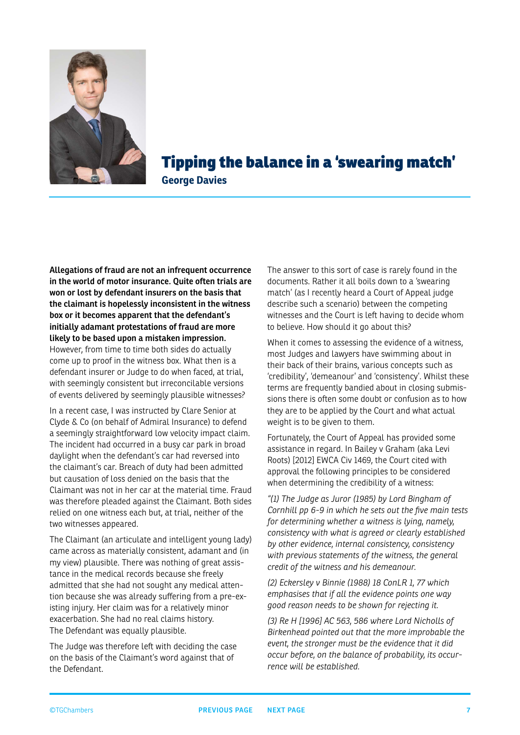# Tipping the balance in a 'swearing match'

**George Davies**

**Allegations of fraud are not an infrequent occurrence in the world of motor insurance. Quite often trials are won or lost by defendant insurers on the basis that the claimant is hopelessly inconsistent in the witness box or it becomes apparent that the defendant's initially adamant protestations of fraud are more likely to be based upon a mistaken impression.** However, from time to time both sides do actually come up to proof in the witness box. What then is a defendant insurer or Judge to do when faced, at trial, with seemingly consistent but irreconcilable versions of events delivered by seemingly plausible witnesses?

In a recent case, I was instructed by Clare Senior at Clyde & Co (on behalf of Admiral Insurance) to defend a seemingly straightforward low velocity impact claim. The incident had occurred in a busy car park in broad daylight when the defendant's car had reversed into the claimant's car. Breach of duty had been admitted but causation of loss denied on the basis that the Claimant was not in her car at the material time. Fraud was therefore pleaded against the Claimant. Both sides relied on one witness each but, at trial, neither of the two witnesses appeared.

The Claimant (an articulate and intelligent young lady) came across as materially consistent, adamant and (in my view) plausible. There was nothing of great assistance in the medical records because she freely admitted that she had not sought any medical attention because she was already suffering from a pre-existing injury. Her claim was for a relatively minor exacerbation. She had no real claims history. The Defendant was equally plausible.

The Judge was therefore left with deciding the case on the basis of the Claimant's word against that of the Defendant.

The answer to this sort of case is rarely found in the documents. Rather it all boils down to a 'swearing match' (as I recently heard a Court of Appeal judge describe such a scenario) between the competing witnesses and the Court is left having to decide whom to believe. How should it go about this?

When it comes to assessing the evidence of a witness, most Judges and lawyers have swimming about in their back of their brains, various concepts such as 'credibility', 'demeanour' and 'consistency'. Whilst these terms are frequently bandied about in closing submissions there is often some doubt or confusion as to how they are to be applied by the Court and what actual weight is to be given to them.

Fortunately, the Court of Appeal has provided some assistance in regard. In Bailey v Graham (aka Levi Roots) [2012] EWCA Civ 1469, the Court cited with approval the following principles to be considered when determining the credibility of a witness:

*"(1) The Judge as Juror (1985) by Lord Bingham of Cornhill pp 6-9 in which he sets out the five main tests for determining whether a witness is lying, namely, consistency with what is agreed or clearly established by other evidence, internal consistency, consistency with previous statements of the witness, the general credit of the witness and his demeanour.*

*(2) Eckersley v Binnie (1988) 18 ConLR 1, 77 which emphasises that if all the evidence points one way good reason needs to be shown for rejecting it.*

*(3) Re H [1996] AC 563, 586 where Lord Nicholls of Birkenhead pointed out that the more improbable the event, the stronger must be the evidence that it did occur before, on the balance of probability, its occurrence will be established.*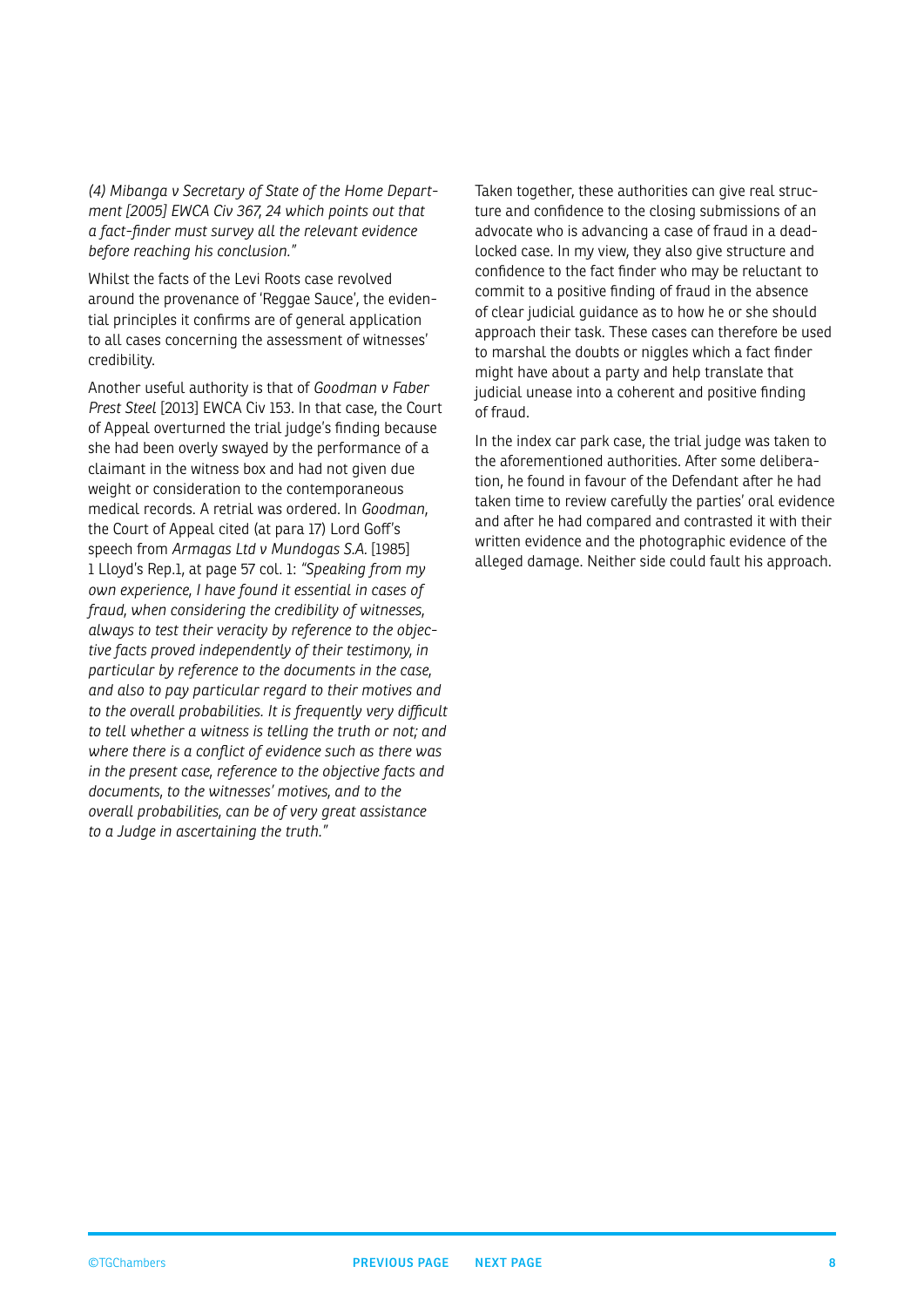*(4) Mibanga v Secretary of State of the Home Department [2005] EWCA Civ 367, 24 which points out that a fact-finder must survey all the relevant evidence before reaching his conclusion."*

Whilst the facts of the Levi Roots case revolved around the provenance of 'Reggae Sauce', the evidential principles it confirms are of general application to all cases concerning the assessment of witnesses' credibility.

Another useful authority is that of *Goodman v Faber Prest Steel* [2013] EWCA Civ 153. In that case, the Court of Appeal overturned the trial judge's finding because she had been overly swayed by the performance of a claimant in the witness box and had not given due weight or consideration to the contemporaneous medical records. A retrial was ordered. In *Goodman*, the Court of Appeal cited (at para 17) Lord Goff's speech from *Armagas Ltd v Mundogas S.A.* [1985] 1 Lloyd's Rep.1, at page 57 col. 1: *"Speaking from my own experience, I have found it essential in cases of fraud, when considering the credibility of witnesses, always to test their veracity by reference to the objective facts proved independently of their testimony, in particular by reference to the documents in the case, and also to pay particular regard to their motives and to the overall probabilities. It is frequently very difficult to tell whether a witness is telling the truth or not; and where there is a conflict of evidence such as there was in the present case, reference to the objective facts and documents, to the witnesses' motives, and to the overall probabilities, can be of very great assistance to a Judge in ascertaining the truth."*

Taken together, these authorities can give real structure and confidence to the closing submissions of an advocate who is advancing a case of fraud in a deadlocked case. In my view, they also give structure and confidence to the fact finder who may be reluctant to commit to a positive finding of fraud in the absence of clear judicial guidance as to how he or she should approach their task. These cases can therefore be used to marshal the doubts or niggles which a fact finder might have about a party and help translate that judicial unease into a coherent and positive finding of fraud.

In the index car park case, the trial judge was taken to the aforementioned authorities. After some deliberation, he found in favour of the Defendant after he had taken time to review carefully the parties' oral evidence and after he had compared and contrasted it with their written evidence and the photographic evidence of the alleged damage. Neither side could fault his approach.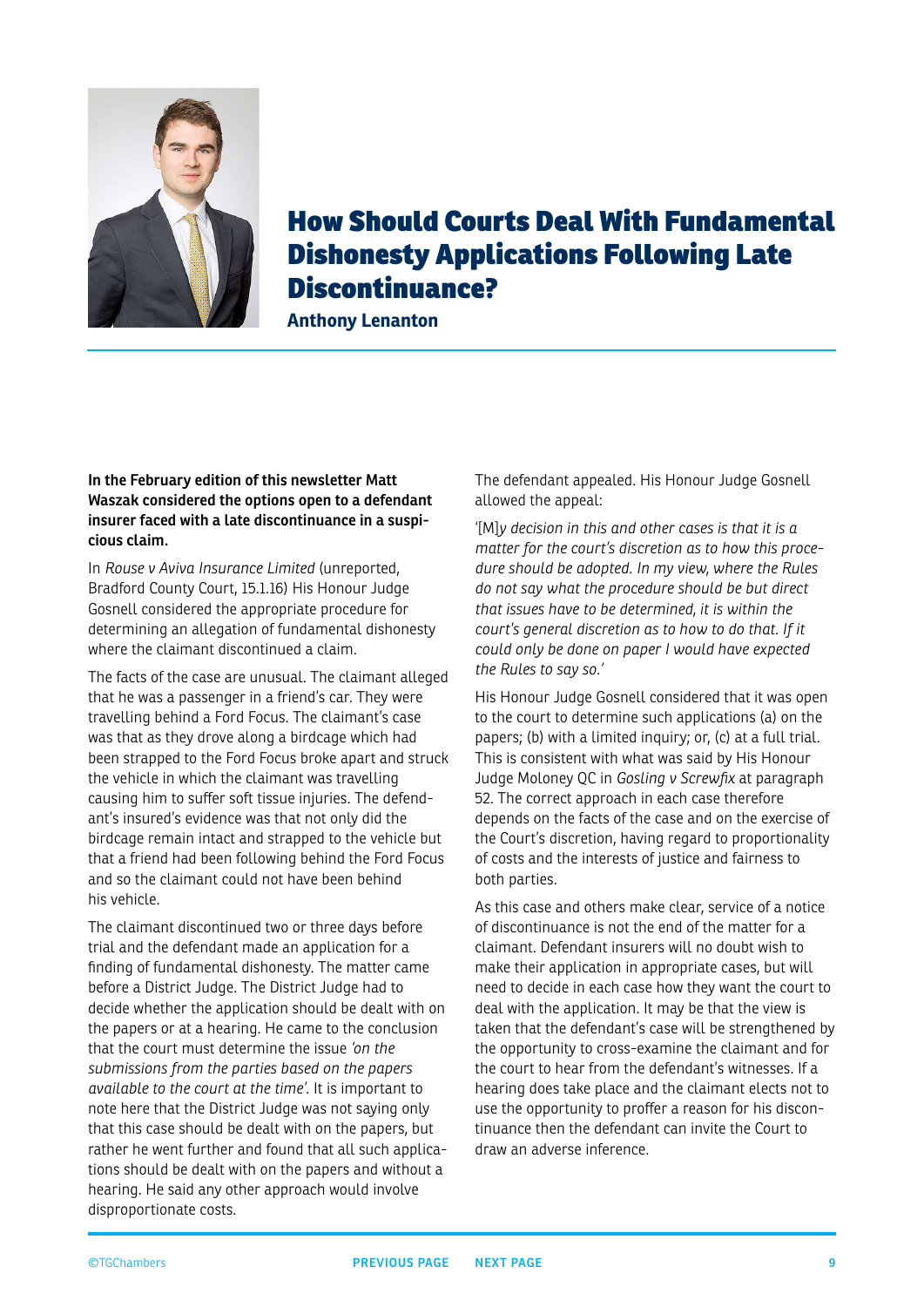# How Should Courts Deal With Fundamental Dishonesty Applications Following Late Discontinuance?

**Anthony Lenanton**

**In the February edition of this newsletter Matt Waszak considered the options open to a defendant insurer faced with a late discontinuance in a suspicious claim.**

In *Rouse v Aviva Insurance Limited* (unreported, Bradford County Court, 15.1.16) His Honour Judge Gosnell considered the appropriate procedure for determining an allegation of fundamental dishonesty where the claimant discontinued a claim.

The facts of the case are unusual. The claimant alleged that he was a passenger in a friend's car. They were travelling behind a Ford Focus. The claimant's case was that as they drove along a birdcage which had been strapped to the Ford Focus broke apart and struck the vehicle in which the claimant was travelling causing him to suffer soft tissue injuries. The defendant's insured's evidence was that not only did the birdcage remain intact and strapped to the vehicle but that a friend had been following behind the Ford Focus and so the claimant could not have been behind his vehicle.

The claimant discontinued two or three days before trial and the defendant made an application for a finding of fundamental dishonesty. The matter came before a District Judge. The District Judge had to decide whether the application should be dealt with on the papers or at a hearing. He came to the conclusion that the court must determine the issue *'on the submissions from the parties based on the papers available to the court at the time'*. It is important to note here that the District Judge was not saying only that this case should be dealt with on the papers, but rather he went further and found that all applications should be dealt with on the papers and without a hearing. He said any other approach would involve disproportionate costs.

The defendant appealed. His Honour Judge Gosnell allowed the appeal:

'[M]*y decision in this and other cases is that it is a matter for the court's discretion as to how this procedure should be adopted. In my view, where the Rules do not say what the procedure should be but direct that issues have to be determined, it is within the court's general discretion as to how to do that. If it could only be done on paper I would have expected the Rules to say so.*'

His Honour Judge Gosnell considered that it was open to the court to determine such applications (a) on the papers; (b) with a limited inquiry; or, (c) at a full trial. This is consistent with what was said by His Honour Judge Moloney QC in *Gosling v Screwfix* at paragraph 52. The correct approach in each case therefore depends on the facts of the case and on the exercise of the Court's discretion, having regard to proportionality of costs and the interests of justice and fairness to both parties.

As this case and others make clear, service of a notice of discontinuance is not the end of the matter for a claimant. Defendant insurers will no doubt wish to make their application in appropriate cases, but will need to decide in each case how they want the court to deal with the application. It may be that the view is taken that the defendant's case will be strengthened by the opportunity to cross-examine the claimant and for the court to hear from the defendant's witnesses. If a hearing does take place and the claimant elects not to use the opportunity to proffer a reason for his discontinuance then the defendant can invite the Court to draw an adverse inference.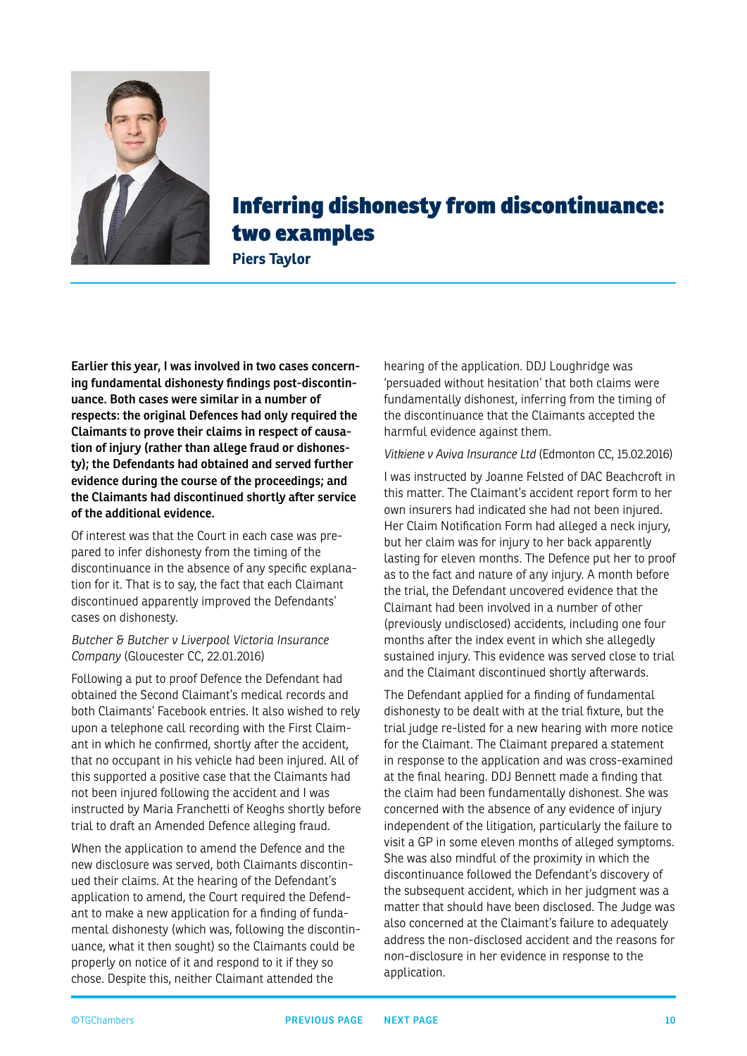# Inferring dishonesty from discontinuance: two examples

**Piers Taylor**

**Earlier this year, I was involved in two cases concerning fundamental dishonesty findings post-discontinuance. Both cases were similar in a number of respects: the original Defences had only required the Claimants to prove their claims in respect of causation of injury (rather than allege fraud or dishonesty); the Defendants had obtained and served further evidence during the course of the proceedings; and the Claimants had discontinued shortly after service of the additional evidence.**

Of interest was that the Court in each case was prepared to infer dishonesty from the timing of the discontinuance in the absence of any specific explanation for it. That is to say, the fact that each Claimant discontinued apparently improved the Defendants' cases on dishonesty.

*Butcher & Butcher v Liverpool Victoria Insurance Company* (Gloucester CC, 22.01.2016)

Following a put to proof Defence the Defendant had obtained the Second Claimant's medical records and both Claimants' Facebook entries. It also wished to rely upon a telephone call recording with the First Claimant in which he confirmed, shortly after the accident, that no occupant in his vehicle had been injured. All of this supported a positive case that the Claimants had not been injured following the accident and I was instructed by Maria Franchetti of Keoghs shortly before trial to draft an Amended Defence alleging fraud.

When the application to amend the Defence and the new disclosure was served, both Claimants discontinued their claims. At the hearing of the Defendant's application to amend, the Court required the Defendant to make a new application for a finding of fundamental dishonesty (which was, following the discontinuance, what it then sought) so the Claimants could be properly on notice of it and respond to it if they so chose. Despite this, neither Claimant attended the hearing of the application. DDJ Loughridge was 'persuaded without hesitation' that both claims were fundamentally dishonest, inferring from the timing of the discontinuance that the Claimants accepted the harmful evidence against them.

*Vitkiene v Aviva Insurance Ltd* (Edmonton CC, 15.02.2016)

I was instructed by Joanne Felsted of DAC Beachcroft in this matter. The Claimant's accident report form to her own insurers had indicated she had not been injured. Her Claim Notification Form had alleged a neck injury, but her claim was for injury to her back apparently lasting for eleven months. The Defence put her to proof as to the fact and nature of any injury. A month before the trial, the Defendant uncovered evidence that the Claimant had been involved in a number of other (previously undisclosed) accidents, including one four months after the index event in which she allegedly sustained injury. This evidence was served close to trial and the Claimant discontinued shortly afterwards.

The Defendant applied for a finding of fundamental dishonesty to be dealt with at the trial fixture, but the trial judge re-listed for a new hearing with more notice for the Claimant. The Claimant prepared a statement in response to the application and was cross-examined at the final hearing. DDJ Bennett made a finding that the claim had been fundamentally dishonest. She was concerned with the absence of any evidence of injury independent of the litigation, particularly the failure to visit a GP in some eleven months of alleged symptoms. She was also mindful of the proximity in which the discontinuance followed the Defendant's discovery of the subsequent accident, which in her judgment was a matter that should have been disclosed. The Judge was also concerned at the Claimant's failure to adequately address the non-disclosed accident and the reasons for non-disclosure in her evidence in response to the application.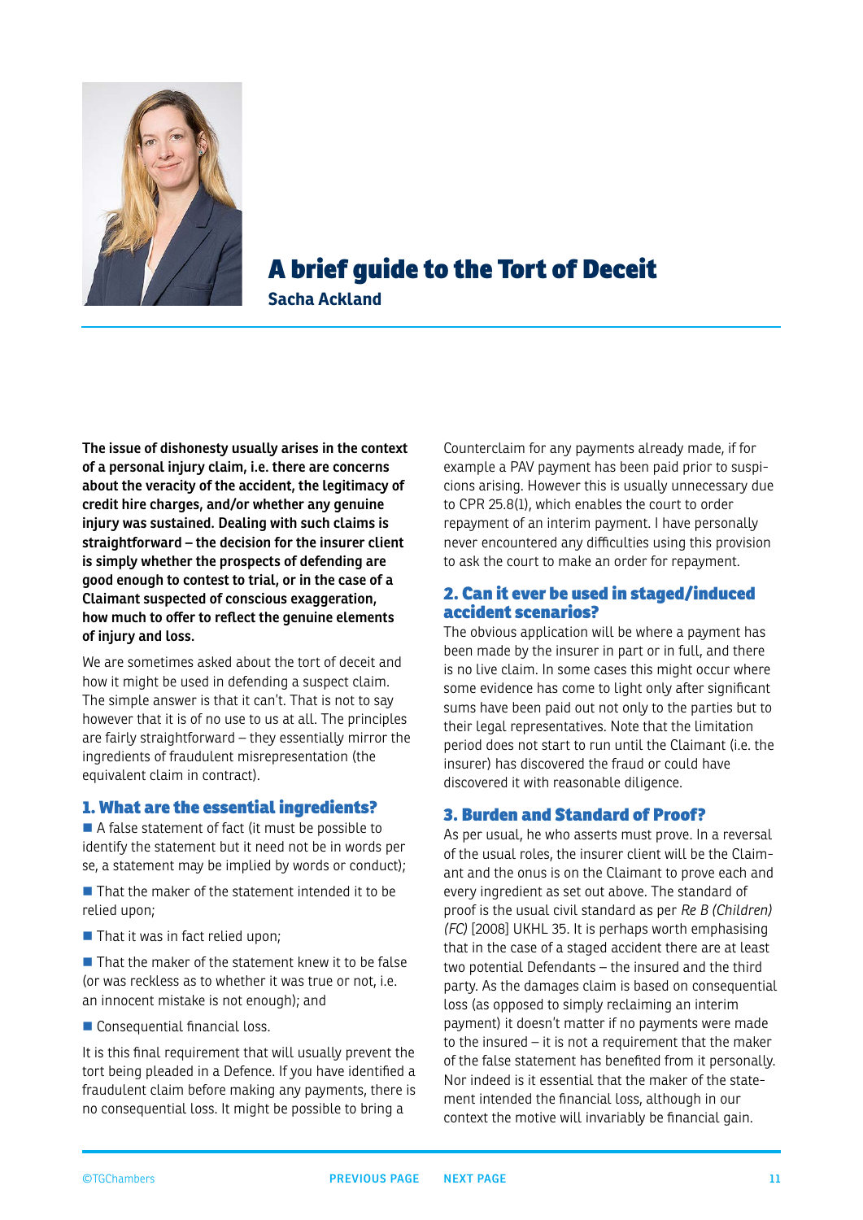# A brief guide to the Tort of Deceit

**Sacha Ackland**

**The issue of dishonesty usually arises in the context of a personal injury claim, i.e. there are concerns about the veracity of the accident, the legitimacy of credit hire charges, and/or whether any genuine injury was sustained. Dealing with such claims is straightforward – the decision for the insurer client is simply whether the prospects of defending are good enough to contest to trial, or in the case of a Claimant suspected of conscious exaggeration, how much to offer to reflect the genuine elements of injury and loss.**

We are sometimes asked about the tort of deceit and how it might be used in defending a suspect claim. The simple answer is that it can't. That is not to say however that it is of no use to us at all. The principles are fairly straightforward – they essentially mirror the ingredients of fraudulent misrepresentation (the equivalent claim in contract).

## 1. What are the essential ingredients?

- A false statement of fact (it must be possible to identify the statement but it need not be in words per se, a statement may be implied by words or conduct);
- That the maker of the statement intended it to be relied upon;
- That it was in fact relied upon;
- That the maker of the statement knew it to be false (or was reckless as to whether it was true or not, i.e. an innocent mistake is not enough); and
- Consequential financial loss.

It is this final requirement that will usually prevent the tort being pleaded in a Defence. If you have identified a fraudulent claim before making any payments, there is no consequential loss. It might be possible to bring a Counterclaim for any payments already made, if for example a PAV payment has been paid prior to suspicions arising. However this is usually unnecessary due to CPR 25.8(1), which enables the court to order repayment of an interim payment. I have personally never encountered any difficulties using this provision to ask the court to make an order for repayment.

## 2. Can it ever be used in staged/induced accident scenarios?

The obvious application will be where a payment has been made by the insurer in part or in full, and there is no live claim. In some cases this might occur where some evidence has come to light only after significant sums have been paid out not only to the parties but to their legal representatives. Note that the limitation period does not start to run until the Claimant (i.e. the insurer) has discovered the fraud or could have discovered it with reasonable diligence.

## 3. Burden and Standard of Proof?

As per usual, he who asserts must prove. In a reversal of the usual roles, the insurer client will be the Claimant and the onus is on the Claimant to prove each and every ingredient as set out above. The standard of proof is the usual civil standard as per *Re B (Children) (FC)* [2008] UKHL 35. It is perhaps worth emphasising that in the case of a staged accident there are at least two potential Defendants – the insured and the third party. As the damages claim is based on consequential loss (as opposed to simply reclaiming an interim payment) it doesn't matter if no payments were made to the insured – it is not a requirement that the maker of the false statement has benefited from it personally. Nor indeed is it essential that the maker of the statement intended the financial loss, although in our context the motive will invariably be financial gain.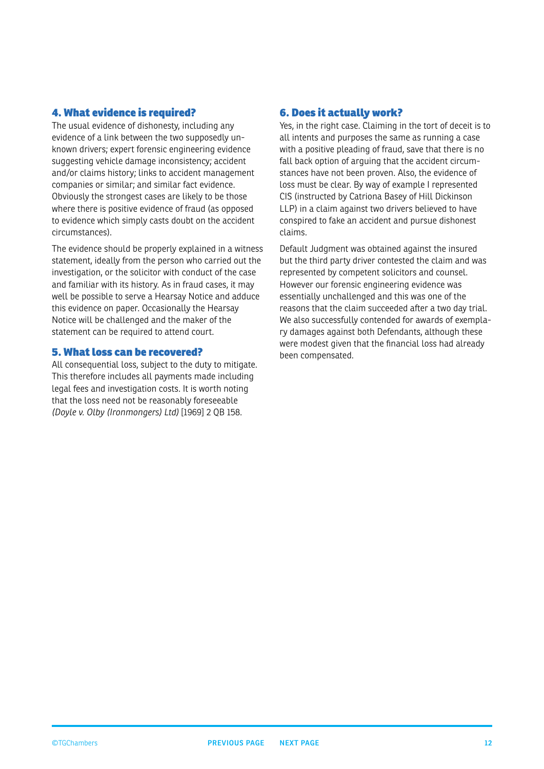## 4. What evidence is required?

The usual evidence of dishonesty, including any evidence of a link between the two supposedly unknown drivers; expert forensic engineering evidence suggesting vehicle damage inconsistency; accident and/or claims history; links to accident management companies or similar; and similar fact evidence. Obviously the strongest cases are likely to be those where there is positive evidence of fraud (as opposed to evidence which simply casts doubt on the accident circumstances).

The evidence should be properly explained in a witness statement, ideally from the person who carried out the investigation, or the solicitor with conduct of the case and familiar with its history. As in fraud cases, it may well be possible to serve a Hearsay Notice and adduce this evidence on paper. Occasionally the Hearsay Notice will be challenged and the maker of the statement can be required to attend court.

## 5. What loss can be recovered?

All consequential loss, subject to the duty to mitigate. This therefore includes all payments made including legal fees and investigation costs. It is worth noting that the loss need not be reasonably foreseeable *(Doyle v. Olby (Ironmongers) Ltd)* [1969] 2 QB 158.

## 6. Does it actually work?

Yes, in the right case. Claiming in the tort of deceit is to all intents and purposes the same as running a case with a positive pleading of fraud, save that there is no fall back option of arguing that the accident circumstances have not been proven. Also, the evidence of loss must be clear. By way of example I represented CIS (instructed by Catriona Basey of Hill Dickinson LLP) in a claim against two drivers believed to have conspired to fake an accident and pursue dishonest claims.

Default Judgment was obtained against the insured but the third party driver contested the claim and was represented by competent solicitors and counsel. However our forensic engineering evidence was essentially unchallenged and this was one of the reasons that the claim succeeded after a two day trial. We also successfully contended for awards of exemplary damages against both Defendants, although these were modest given that the financial loss had already been compensated.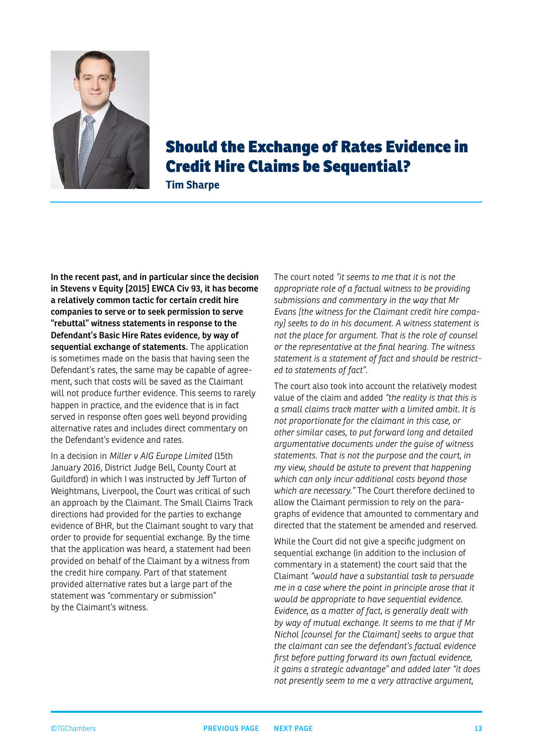# Should the Exchange of Rates Evidence in Credit Hire Claims be Sequential?

**Tim Sharpe**

**In the recent past, and in particular since the decision in Stevens v Equity [2015] EWCA Civ 93, it has become a relatively common tactic for certain credit hire companies to serve or to seek permission to serve "rebuttal" witness statements in response to the Defendant's Basic Hire Rates evidence, by way of sequential exchange of statements.** The application is sometimes made on the basis that having seen the Defendant's rates, the same may be capable of agreement, such that costs will be saved as the Claimant will not produce further evidence. This seems to rarely happen in practice, and the evidence that is in fact served in response often goes well beyond providing alternative rates and includes direct commentary on the Defendant's evidence and rates.

In a decision in *Miller v AIG Europe Limited* (15th January 2016, District Judge Bell, County Court at Guildford) in which I was instructed by Jeff Turton of Weightmans, Liverpool, the Court was critical of such an approach by the Claimant. The Small Claims Track directions had provided for the parties to exchange evidence of BHR, but the Claimant sought to vary that order to provide for sequential exchange. By the time that the application was heard, a statement had been provided on behalf of the Claimant by a witness from the credit hire company. Part of that statement provided alternative rates but a large part of the statement was "commentary or submission" by the Claimant's witness.

The court noted *"it seems to me that it is not the appropriate role of a factual witness to be providing submissions and commentary in the way that Mr Evans [the witness for the Claimant credit hire company] seeks to do in his document. A witness statement is not the place for argument. That is the role of counsel or the representative at the final hearing. The witness statement is a statement of fact and should be restricted to statements of fact".*

The court also took into account the relatively modest value of the claim and added *"the reality is that this is a small claims track matter with a limited ambit. It is not proportionate for the claimant in this case, or other similar cases, to put forward long and detailed argumentative documents under the guise of witness statements. That is not the purpose and the court, in my view, should be astute to prevent that happening which can only incur additional costs beyond those which are necessary."* The Court therefore declined to allow the Claimant permission to rely on the paragraphs of evidence that amounted to commentary and directed that the statement be amended and reserved.

While the Court did not give a specific judgment on sequential exchange (in addition to the inclusion of commentary in a statement) the court said that the Claimant *"would have a substantial task to persuade me in a case where the point in principle arose that it would be appropriate to have sequential evidence. Evidence, as a matter of fact, is generally dealt with by way of mutual exchange. It seems to me that if Mr Nichol [counsel for the Claimant] seeks to argue that the claimant can see the defendant's factual evidence first before putting forward its own factual evidence, it gains a strategic advantage"* and added later *"it does not presently seem to me a very attractive argument,*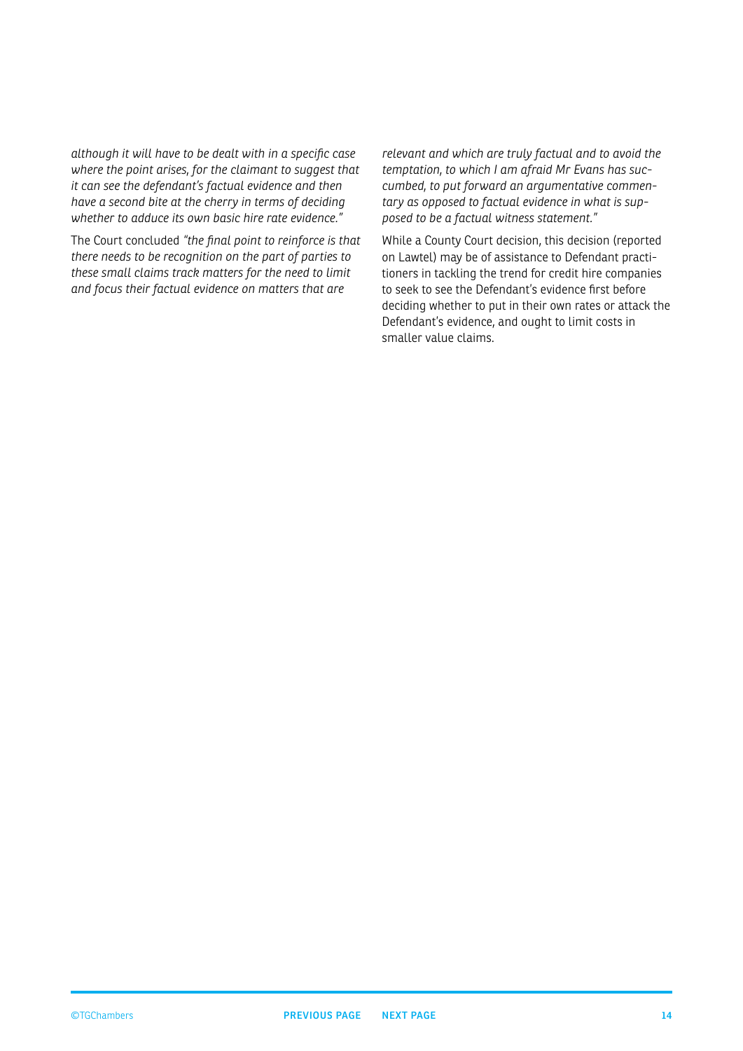*although it will have to be dealt with in a specific case where the point arises, for the claimant to suggest that it can see the defendant's factual evidence and then have a second bite at the cherry in terms of deciding whether to adduce its own basic hire rate evidence."*

The Court concluded *"the final point to reinforce is that there needs to be recognition on the part of parties to these small claims track matters for the need to limit and focus their factual evidence on matters that are relevant and which are truly factual and to avoid the temptation, to which I am afraid Mr Evans has succumbed, to put forward an argumentative commentary as opposed to factual evidence in what is supposed to be a factual witness statement."*

While a County Court decision, this decision (reported on Lawtel) may be of assistance to Defendant practitioners in tackling the trend for credit hire companies to seek to see the Defendant's evidence first before deciding whether to put in their own rates or attack the Defendant's evidence, and ought to limit costs in smaller value claims.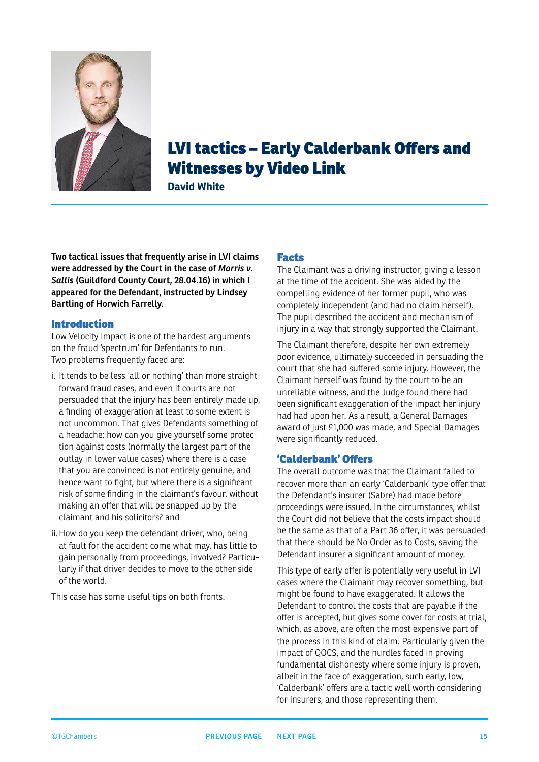# LVI tactics – Early Calderbank Offers and Witnesses by Video Link

**David White**

**Two tactical issues that frequently arise in LVI claims were addressed by the Court in the case of *Morris v. Sallis* (Guildford County Court, 28.04.16) in which I appeared for the Defendant, instructed by Lindsey Bartling of Horwich Farrelly.**

## Introduction

Low Velocity Impact is one of the hardest arguments on the fraud 'spectrum' for Defendants to run. Two problems frequently faced are:

i. It tends to be less 'all or nothing' than more straightforward fraud cases, and even if courts are not persuaded that the injury has been entirely made up, a finding of exaggeration at least to some extent is not uncommon. That gives Defendants something of a headache: how can you give yourself some protection against costs (normally the largest part of the outlay in lower value cases) where there is a case that you are convinced is not entirely genuine, and hence want to fight, but where there is a significant risk of some finding in the claimant's favour, without making an offer that will be snapped up by the claimant and his solicitors? and

ii. How do you keep the defendant driver, who, being at fault for the accident come what may, has little to gain personally from proceedings, involved? Particularly if that driver decides to move to the other side of the world.

This case has some useful tips on both fronts.

## Facts

The Claimant was a driving instructor, giving a lesson at the time of the accident. She was aided by the compelling evidence of her former pupil, who was completely independent (and had no claim herself). The pupil described the accident and mechanism of injury in a way that strongly supported the Claimant.

The Claimant therefore, despite her own extremely poor evidence, ultimately succeeded in persuading the court that she had suffered some injury. However, the Claimant herself was found by the court to be an unreliable witness, and the Judge found there had been significant exaggeration of the impact her injury had had upon her. As a result, a General Damages award of just £1,000 was made, and Special Damages were significantly reduced.

## 'Calderbank' Offers

The overall outcome was that the Claimant failed to recover more than an early 'Calderbank' type offer that the Defendant's insurer (Sabre) had made before proceedings were issued. In the circumstances, whilst the Court did not believe that the costs impact should be the same as that of a Part 36 offer, it was persuaded that there should be No Order as to Costs, saving the Defendant insurer a significant amount of money.

This type of early offer is potentially very useful in LVI cases where the Claimant may recover something, but might be found to have exaggerated. It allows the Defendant to control the costs that are payable if the offer is accepted, but gives some cover for costs at trial, which, as above, are often the most expensive part of the process in this kind of claim. Particularly given the impact of QOCS, and the hurdles faced in proving fundamental dishonesty where some injury is proven, albeit in the face of exaggeration, such early, low, 'Calderbank' offers are a tactic well worth considering for insurers, and those representing them.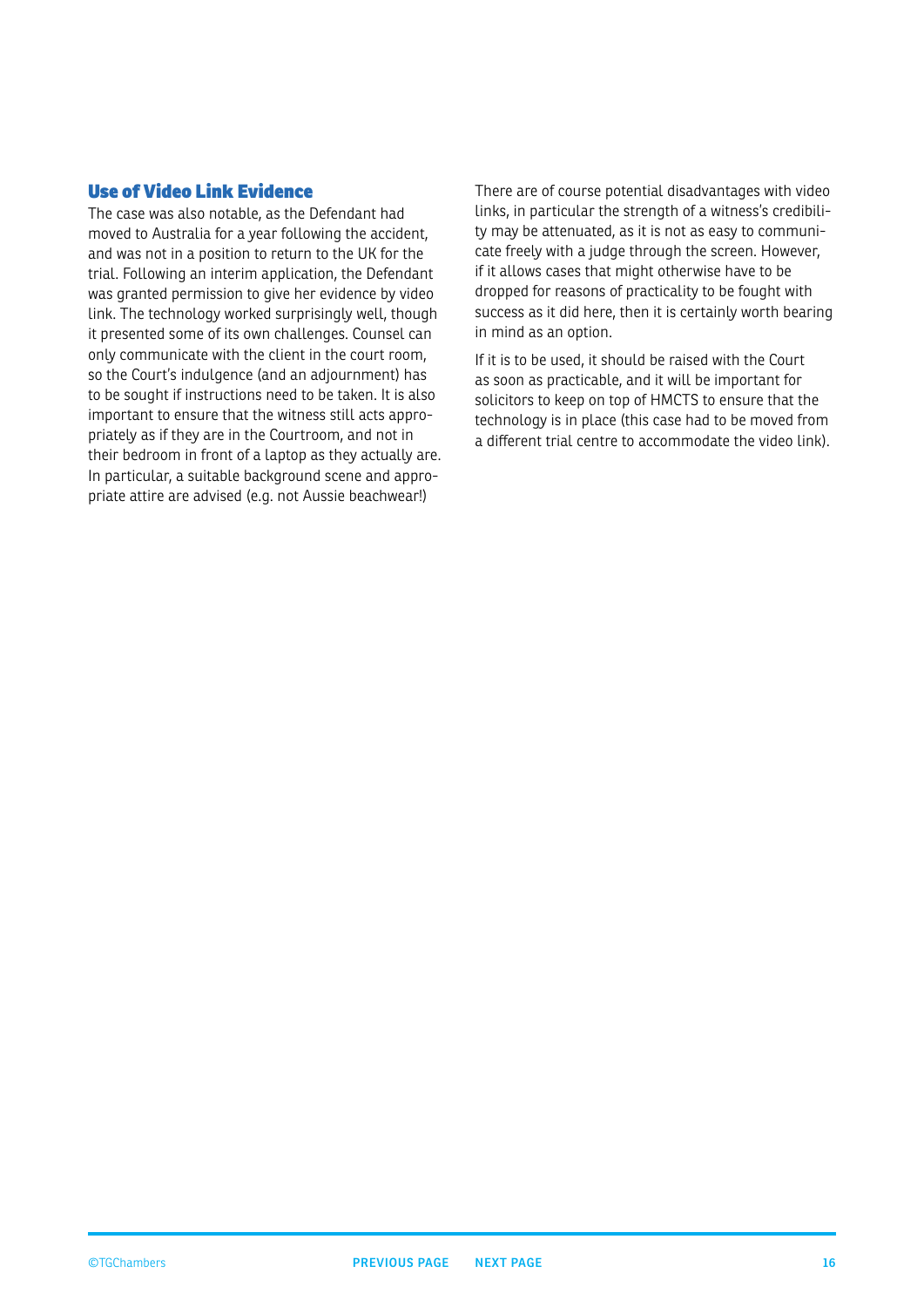## Use of Video Link Evidence

The case was also notable, as the Defendant had moved to Australia for a year following the accident, and was not in a position to return to the UK for the trial. Following an interim application, the Defendant was granted permission to give her evidence by video link. The technology worked surprisingly well, though it presented some of its own challenges. Counsel can only communicate with the client in the court room, so the Court's indulgence (and an adjournment) has to be sought if instructions need to be taken. It is also important to ensure that the witness still acts appropriately as if they are in the Courtroom, and not in their bedroom in front of a laptop as they actually are. In particular, a suitable background scene and appropriate attire are advised (e.g. not Aussie beachwear!)

There are of course potential disadvantages with video links, in particular the strength of a witness's credibility may be attenuated, as it is not as easy to communicate freely with a judge through the screen. However, if it allows cases that might otherwise have to be dropped for reasons of practicality to be fought with success as it did here, then it is certainly worth bearing in mind as an option.

If it is to be used, it should be raised with the Court as soon as practicable, and it will be important for solicitors to keep on top of HMCTS to ensure that the technology is in place (this case had to be moved from a different trial centre to accommodate the video link).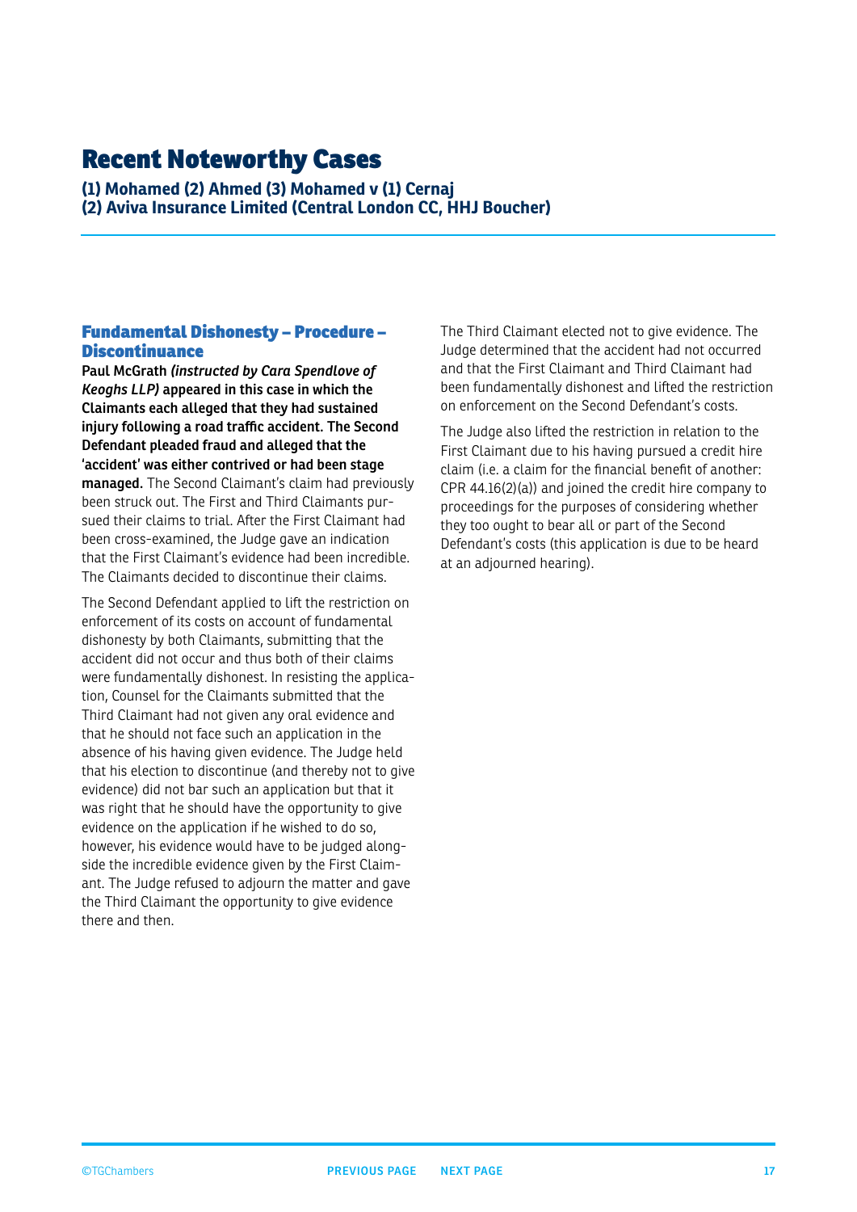# Recent Noteworthy Cases

**(1) Mohamed (2) Ahmed (3) Mohamed v (1) Cernaj**
**(2) Aviva Insurance Limited (Central London CC, HHJ Boucher)**

## Fundamental Dishonesty – Procedure – Discontinuance

**Paul McGrath *(instructed by Cara Spendlove of Keoghs LLP)* appeared in this case in which the Claimants each alleged that they had sustained injury following a road traffic accident. The Second Defendant pleaded fraud and alleged that the 'accident' was either contrived or had been stage managed.** The Second Claimant's claim had previously been struck out. The First and Third Claimants pursued their claims to trial. After the First Claimant had been cross-examined, the Judge gave an indication that the First Claimant's evidence had been incredible. The Claimants decided to discontinue their claims.

The Second Defendant applied to lift the restriction on enforcement of its costs on account of fundamental dishonesty by both Claimants, submitting that the accident did not occur and thus both of their claims were fundamentally dishonest. In resisting the application, Counsel for the Claimants submitted that the Third Claimant had not given any oral evidence and that he should not face such an application in the absence of his having given evidence. The Judge held that his election to discontinue (and thereby not to give evidence) did not bar such an application but that it was right that he should have the opportunity to give evidence on the application if he wished to do so, however, his evidence would have to be judged alongside the incredible evidence given by the First Claimant. The Judge refused to adjourn the matter and gave the Third Claimant the opportunity to give evidence there and then.

The Third Claimant elected not to give evidence. The Judge determined that the accident had not occurred and that the First Claimant and Third Claimant had been fundamentally dishonest and lifted the restriction on enforcement on the Second Defendant's costs.

The Judge also lifted the restriction in relation to the First Claimant due to his having pursued a credit hire claim (i.e. a claim for the financial benefit of another: CPR 44.16(2)(a)) and joined the credit hire company to proceedings for the purposes of considering whether they too ought to bear all or part of the Second Defendant's costs (this application is due to be heard at an adjourned hearing).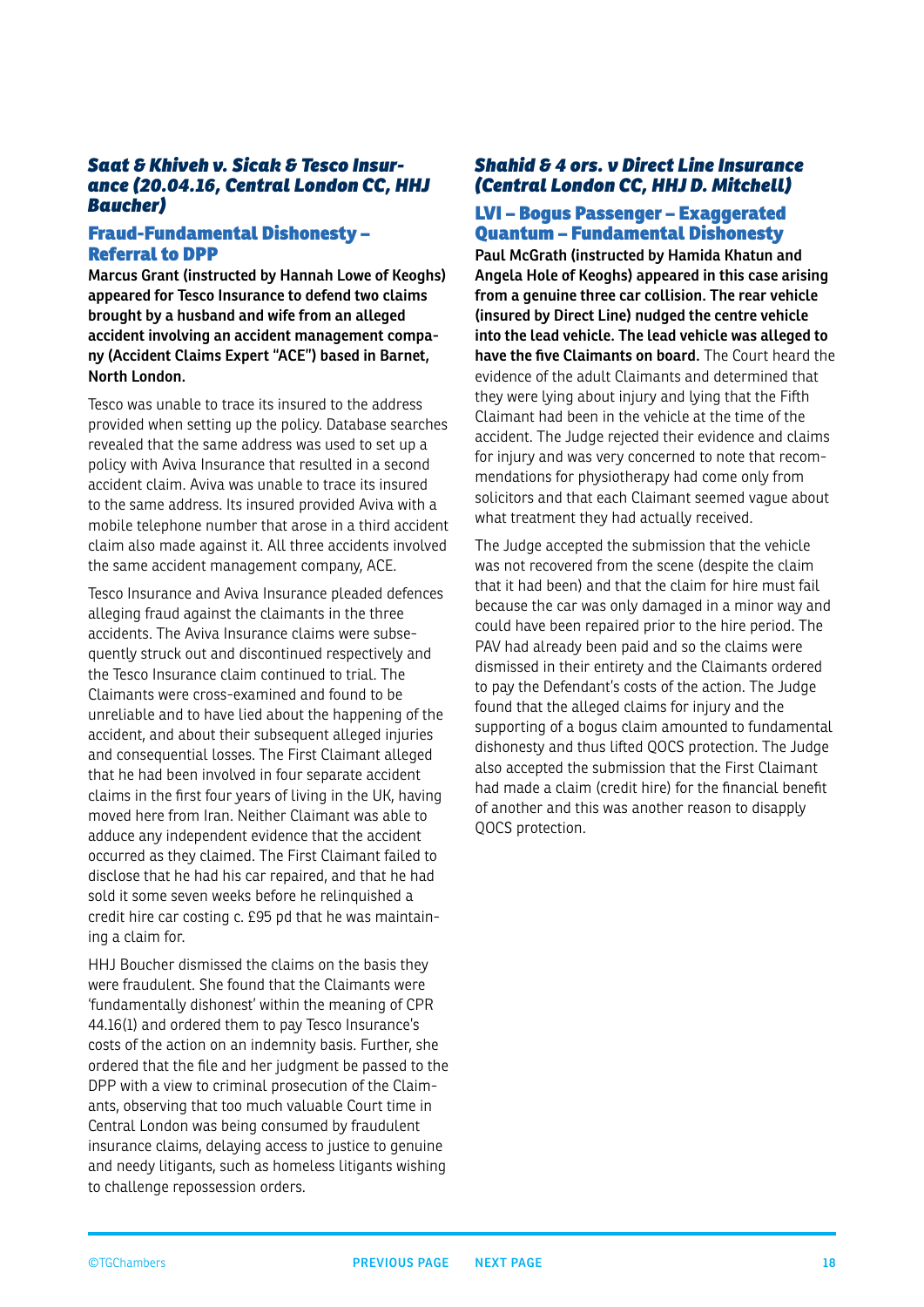### *Saat & Khiveh v. Sicak & Tesco Insurance (20.04.16, Central London CC, HHJ Baucher)*

#### Fraud-Fundamental Dishonesty – Referral to DPP

**Marcus Grant (instructed by Hannah Lowe of Keoghs) appeared for Tesco Insurance to defend two claims brought by a husband and wife from an alleged accident involving an accident management company (Accident Claims Expert "ACE") based in Barnet, North London.**

Tesco was unable to trace its insured to the address provided when setting up the policy. Database searches revealed that the same address was used to set up a policy with Aviva Insurance that resulted in a second accident claim. Aviva was unable to trace its insured to the same address. Its insured provided Aviva with a mobile telephone number that arose in a third accident claim also made against it. All three accidents involved the same accident management company, ACE.

Tesco Insurance and Aviva Insurance pleaded defences alleging fraud against the claimants in the three accidents. The Aviva Insurance claims were subsequently struck out and discontinued respectively and the Tesco Insurance claim continued to trial. The Claimants were cross-examined and found to be unreliable and to have lied about the happening of the accident, and about their subsequent alleged injuries and consequential losses. The First Claimant alleged that he had been involved in four separate accident claims in the first four years of living in the UK, having moved here from Iran. Neither Claimant was able to adduce any independent evidence that the accident occurred as they claimed. The First Claimant failed to disclose that he had his car repaired, and that he had sold it some seven weeks before he relinquished a credit hire car costing c. £95 pd that he was maintaining a claim for.

HHJ Boucher dismissed the claims on the basis they were fraudulent. She found that the Claimants were 'fundamentally dishonest' within the meaning of CPR 44.16(1) and ordered them to pay Tesco Insurance's costs of the action on an indemnity basis. Further, she ordered that the file and her judgment be passed to the DPP with a view to criminal prosecution of the Claimants, observing that too much valuable Court time in Central London was being consumed by fraudulent insurance claims, delaying access to justice to genuine and needy litigants, such as homeless litigants wishing to challenge repossession orders.

### *Shahid & 4 ors. v Direct Line Insurance (Central London CC, HHJ D. Mitchell)*

#### LVI – Bogus Passenger – Exaggerated Quantum – Fundamental Dishonesty

**Paul McGrath (instructed by Hamida Khatun and Angela Hole of Keoghs) appeared in this case arising from a genuine three car collision. The rear vehicle (insured by Direct Line) nudged the centre vehicle into the lead vehicle. The lead vehicle was alleged to have the five Claimants on board.** The Court heard the evidence of the adult Claimants and determined that they were lying about injury and lying that the Fifth Claimant had been in the vehicle at the time of the accident. The Judge rejected their evidence and claims for injury and was very concerned to note that recommendations for physiotherapy had come only from solicitors and that each Claimant seemed vague about what treatment they had actually received.

The Judge accepted the submission that the vehicle was not recovered from the scene (despite the claim that it had been) and that the claim for hire must fail because the car was only damaged in a minor way and could have been repaired prior to the hire period. The PAV had already been paid and so the claims were dismissed in their entirety and the Claimants ordered to pay the Defendant's costs of the action. The Judge found that the alleged claims for injury and the supporting of a bogus claim amounted to fundamental dishonesty and thus lifted QOCS protection. The Judge also accepted the submission that the First Claimant had made a claim (credit hire) for the financial benefit of another and this was another reason to disapply QOCS protection.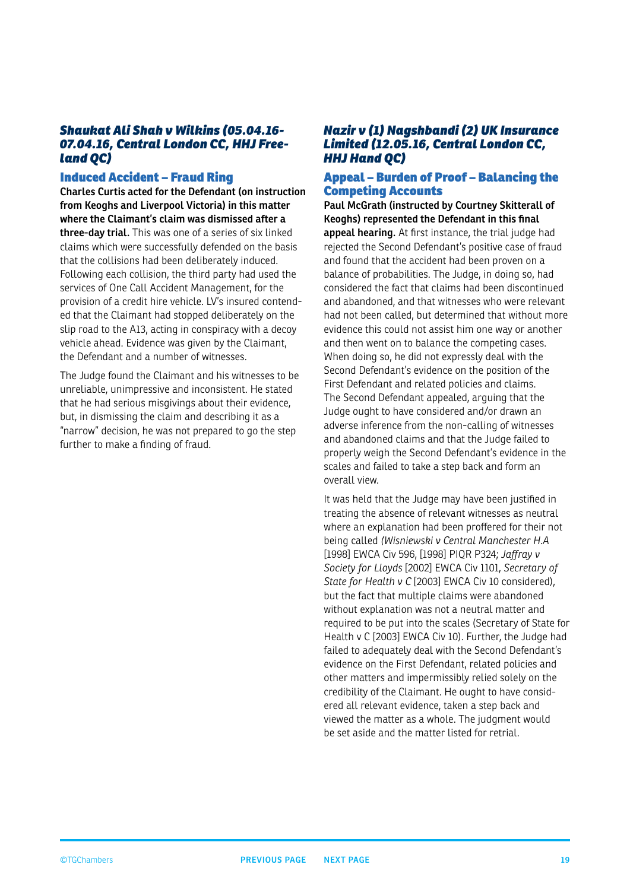### *Shaukat Ali Shah v Wilkins (05.04.16-07.04.16, Central London CC, HHJ Freeland QC)*

#### Induced Accident – Fraud Ring

**Charles Curtis acted for the Defendant (on instruction from Keoghs and Liverpool Victoria) in this matter where the Claimant's claim was dismissed after a three-day trial.** This was one of a series of six linked claims which were successfully defended on the basis that the collisions had been deliberately induced. Following each collision, the third party had used the services of One Call Accident Management, for the provision of a credit hire vehicle. LV's insured contended that the Claimant had stopped deliberately on the slip road to the A13, acting in conspiracy with a decoy vehicle ahead. Evidence was given by the Claimant, the Defendant and a number of witnesses.

The Judge found the Claimant and his witnesses to be unreliable, unimpressive and inconsistent. He stated that he had serious misgivings about their evidence, but, in dismissing the claim and describing it as a "narrow" decision, he was not prepared to go the step further to make a finding of fraud.

### *Nazir v (1) Nagshbandi (2) UK Insurance Limited (12.05.16, Central London CC, HHJ Hand QC)*

#### Appeal – Burden of Proof – Balancing the Competing Accounts

**Paul McGrath (instructed by Courtney Skitterall of Keoghs) represented the Defendant in this final appeal hearing.** At first instance, the trial judge had rejected the Second Defendant's positive case of fraud and found that the accident had been proven on a balance of probabilities. The Judge, in doing so, had considered the fact that claims had been discontinued and abandoned, and that witnesses who were relevant had not been called, but determined that without more evidence this could not assist him one way or another and then went on to balance the competing cases. When doing so, he did not expressly deal with the Second Defendant's evidence on the position of the First Defendant and related policies and claims. The Second Defendant appealed, arguing that the Judge ought to have considered and/or drawn an adverse inference from the non-calling of witnesses and abandoned claims and that the Judge failed to properly weigh the Second Defendant's evidence in the scales and failed to take a step back and form an overall view.

It was held that the Judge may have been justified in treating the absence of relevant witnesses as neutral where an explanation had been proffered for their not being called *(Wisniewski v Central Manchester H.A* [1998] EWCA Civ 596, [1998] PIQR P324; *Jaffray v Society for Lloyds* [2002] EWCA Civ 1101, *Secretary of State for Health v C* [2003] EWCA Civ 10 considered), but the fact that multiple claims were abandoned without explanation was not a neutral matter and required to be put into the scales (Secretary of State for Health v C [2003] EWCA Civ 10). Further, the Judge had failed to adequately deal with the Second Defendant's evidence on the First Defendant, related policies and other matters and impermissibly relied solely on the credibility of the Claimant. He ought to have considered all relevant evidence, taken a step back and viewed the matter as a whole. The judgment would be set aside and the matter listed for retrial.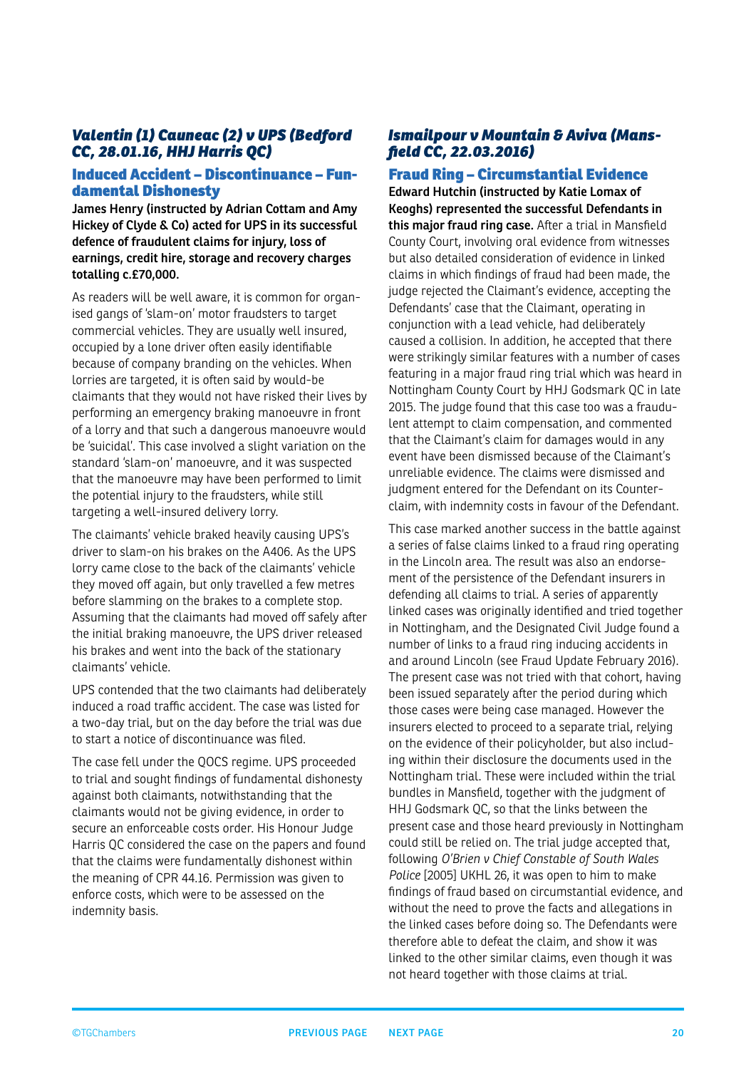### *Valentin (1) Cauneac (2) v UPS (Bedford CC, 28.01.16, HHJ Harris QC)*

#### Induced Accident – Discontinuance – Fundamental Dishonesty

**James Henry (instructed by Adrian Cottam and Amy Hickey of Clyde & Co) acted for UPS in its successful defence of fraudulent claims for injury, loss of earnings, credit hire, storage and recovery charges totalling c.£70,000.**

As readers will be well aware, it is common for organised gangs of 'slam-on' motor fraudsters to target commercial vehicles. They are usually well insured, occupied by a lone driver often easily identifiable because of company branding on the vehicles. When lorries are targeted, it is often said by would-be claimants that they would not have risked their lives by performing an emergency braking manoeuvre in front of a lorry and that such a dangerous manoeuvre would be 'suicidal'. This case involved a slight variation on the standard 'slam-on' manoeuvre, and it was suspected that the manoeuvre may have been performed to limit the potential injury to the fraudsters, while still targeting a well-insured delivery lorry.

The claimants' vehicle braked heavily causing UPS's driver to slam-on his brakes on the A406. As the UPS lorry came close to the back of the claimants' vehicle they moved off again, but only travelled a few metres before slamming on the brakes to a complete stop. Assuming that the claimants had moved off safely after the initial braking manoeuvre, the UPS driver released his brakes and went into the back of the stationary claimants' vehicle.

UPS contended that the two claimants had deliberately induced a road traffic accident. The case was listed for a two-day trial, but on the day before the trial was due to start a notice of discontinuance was filed.

The case fell under the QOCS regime. UPS proceeded to trial and sought findings of fundamental dishonesty against both claimants, notwithstanding that the claimants would not be giving evidence, in order to secure an enforceable costs order. His Honour Judge Harris QC considered the case on the papers and found that the claims were fundamentally dishonest within the meaning of CPR 44.16. Permission was given to enforce costs, which were to be assessed on the indemnity basis.

### *Ismailpour v Mountain & Aviva (Mansfield CC, 22.03.2016)*

#### Fraud Ring – Circumstantial Evidence

**Edward Hutchin (instructed by Katie Lomax of Keoghs) represented the successful Defendants in this major fraud ring case.** After a trial in Mansfield County Court, involving oral evidence from witnesses but also detailed consideration of evidence in linked claims in which findings of fraud had been made, the judge rejected the Claimant's evidence, accepting the Defendants' case that the Claimant, operating in conjunction with a lead vehicle, had deliberately caused a collision. In addition, he accepted that there were strikingly similar features with a number of cases featuring in a major fraud ring trial which was heard in Nottingham County Court by HHJ Godsmark QC in late 2015. The judge found that this case too was a fraudulent attempt to claim compensation, and commented that the Claimant's claim for damages would in any event have been dismissed because of the Claimant's unreliable evidence. The claims were dismissed and judgment entered for the Defendant on its Counterclaim, with indemnity costs in favour of the Defendant.

This case marked another success in the battle against a series of false claims linked to a fraud ring operating in the Lincoln area. The result was also an endorsement of the persistence of the Defendant insurers in defending all claims to trial. A series of apparently linked cases was originally identified and tried together in Nottingham, and the Designated Civil Judge found a number of links to a fraud ring inducing accidents in and around Lincoln (see Fraud Update February 2016). The present case was not tried with that cohort, having been issued separately after the period during which those cases were being case managed. However the insurers elected to proceed to a separate trial, relying on the evidence of their policyholder, but also including within their disclosure the documents used in the Nottingham trial. These were included within the trial bundles in Mansfield, together with the judgment of HHJ Godsmark QC, so that the links between the present case and those heard previously in Nottingham could still be relied on. The trial judge accepted that, following *O'Brien v Chief Constable of South Wales Police* [2005] UKHL 26, it was open to him to make findings of fraud based on circumstantial evidence, and without the need to prove the facts and allegations in the linked cases before doing so. The Defendants were therefore able to defeat the claim, and show it was linked to the other similar claims, even though it was not heard together with those claims at trial.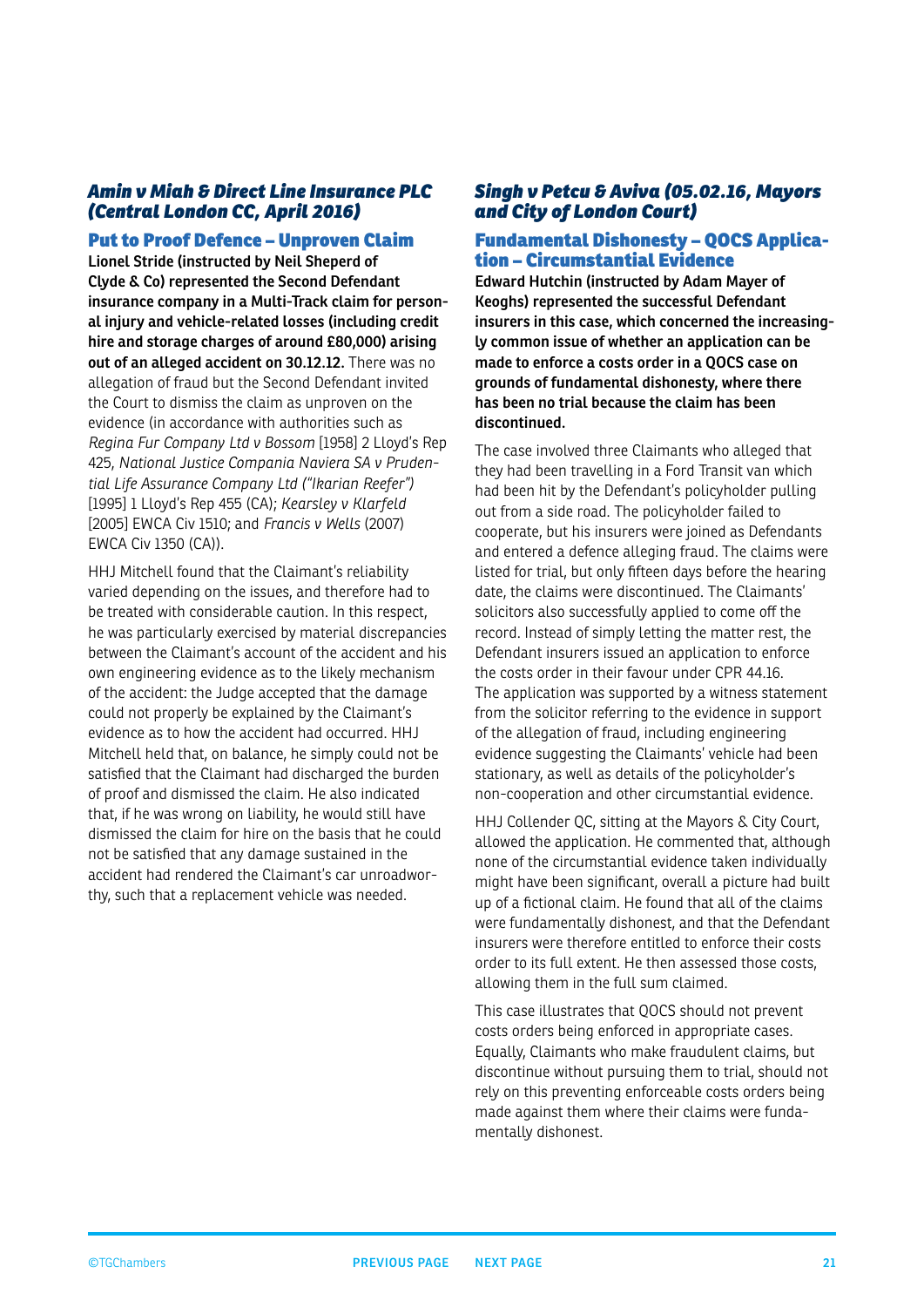### *Amin v Miah & Direct Line Insurance PLC (Central London CC, April 2016)*

#### Put to Proof Defence – Unproven Claim

**Lionel Stride (instructed by Neil Sheperd of Clyde & Co) represented the Second Defendant insurance company in a Multi-Track claim for personal injury and vehicle-related losses (including credit hire and storage charges of around £80,000) arising out of an alleged accident on 30.12.12.** There was no allegation of fraud but the Second Defendant invited the Court to dismiss the claim as unproven on the evidence (in accordance with authorities such as *Regina Fur Company Ltd v Bossom* [1958] 2 Lloyd's Rep 425, *National Justice Compania Naviera SA v Prudential Life Assurance Company Ltd ("Ikarian Reefer")* [1995] 1 Lloyd's Rep 455 (CA); *Kearsley v Klarfeld* [2005] EWCA Civ 1510; and *Francis v Wells* (2007) EWCA Civ 1350 (CA)).

HHJ Mitchell found that the Claimant's reliability varied depending on the issues, and therefore had to be treated with considerable caution. In this respect, he was particularly exercised by material discrepancies between the Claimant's account of the accident and his own engineering evidence as to the likely mechanism of the accident: the Judge accepted that the damage could not properly be explained by the Claimant's evidence as to how the accident had occurred. HHJ Mitchell held that, on balance, he simply could not be satisfied that the Claimant had discharged the burden of proof and dismissed the claim. He also indicated that, if he was wrong on liability, he would still have dismissed the claim for hire on the basis that he could not be satisfied that any damage sustained in the accident had rendered the Claimant's car unroadworthy, such that a replacement vehicle was needed.

### *Singh v Petcu & Aviva (05.02.16, Mayors and City of London Court)*

#### Fundamental Dishonesty – QOCS Application – Circumstantial Evidence

**Edward Hutchin (instructed by Adam Mayer of Keoghs) represented the successful Defendant insurers in this case, which concerned the increasingly common issue of whether an application can be made to enforce a costs order in a QOCS case on grounds of fundamental dishonesty, where there has been no trial because the claim has been discontinued.**

The case involved three Claimants who alleged that they had been travelling in a Ford Transit van which had been hit by the Defendant's policyholder pulling out from a side road. The policyholder failed to cooperate, but his insurers were joined as Defendants and entered a defence alleging fraud. The claims were listed for trial, but only fifteen days before the hearing date, the claims were discontinued. The Claimants' solicitors also successfully applied to come off the record. Instead of simply letting the matter rest, the Defendant insurers issued an application to enforce the costs order in their favour under CPR 44.16. The application was supported by a witness statement from the solicitor referring to the evidence in support of the allegation of fraud, including engineering evidence suggesting the Claimants' vehicle had been stationary, as well as details of the policyholder's non-cooperation and other circumstantial evidence.

HHJ Collender QC, sitting at the Mayors & City Court, allowed the application. He commented that, although none of the circumstantial evidence taken individually might have been significant, overall a picture had built up of a fictional claim. He found that all of the claims were fundamentally dishonest, and that the Defendant insurers were therefore entitled to enforce their costs order to its full extent. He then assessed those costs, allowing them in the full sum claimed.

This case illustrates that QOCS should not prevent costs orders being enforced in appropriate cases. Equally, Claimants who make fraudulent claims, but discontinue without pursuing them to trial, should not rely on this preventing enforceable costs orders being made against them where their claims were fundamentally dishonest.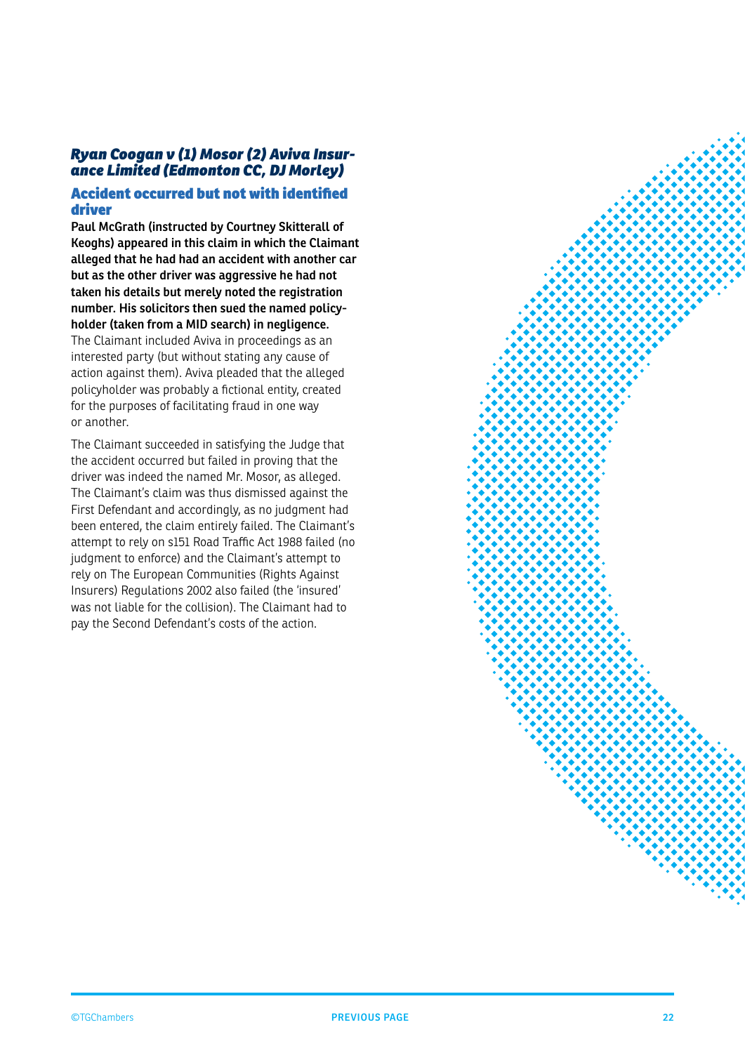### *Ryan Coogan v (1) Mosor (2) Aviva Insurance Limited (Edmonton CC, DJ Morley)*

#### Accident occurred but not with identified driver

**Paul McGrath (instructed by Courtney Skitterall of Keoghs) appeared in this claim in which the Claimant alleged that he had had an accident with another car but as the other driver was aggressive he had not taken his details but merely noted the registration number. His solicitors then sued the named policyholder (taken from a MID search) in negligence.** The Claimant included Aviva in proceedings as an interested party (but without stating any cause of action against them). Aviva pleaded that the alleged policyholder was probably a fictional entity, created for the purposes of facilitating fraud in one way or another.

The Claimant succeeded in satisfying the Judge that the accident occurred but failed in proving that the driver was indeed the named Mr. Mosor, as alleged. The Claimant's claim was thus dismissed against the First Defendant and accordingly, as no judgment had been entered, the claim entirely failed. The Claimant's attempt to rely on s151 Road Traffic Act 1988 failed (no judgment to enforce) and the Claimant's attempt to rely on The European Communities (Rights Against Insurers) Regulations 2002 also failed (the 'insured' was not liable for the collision). The Claimant had to pay the Second Defendant's costs of the action.